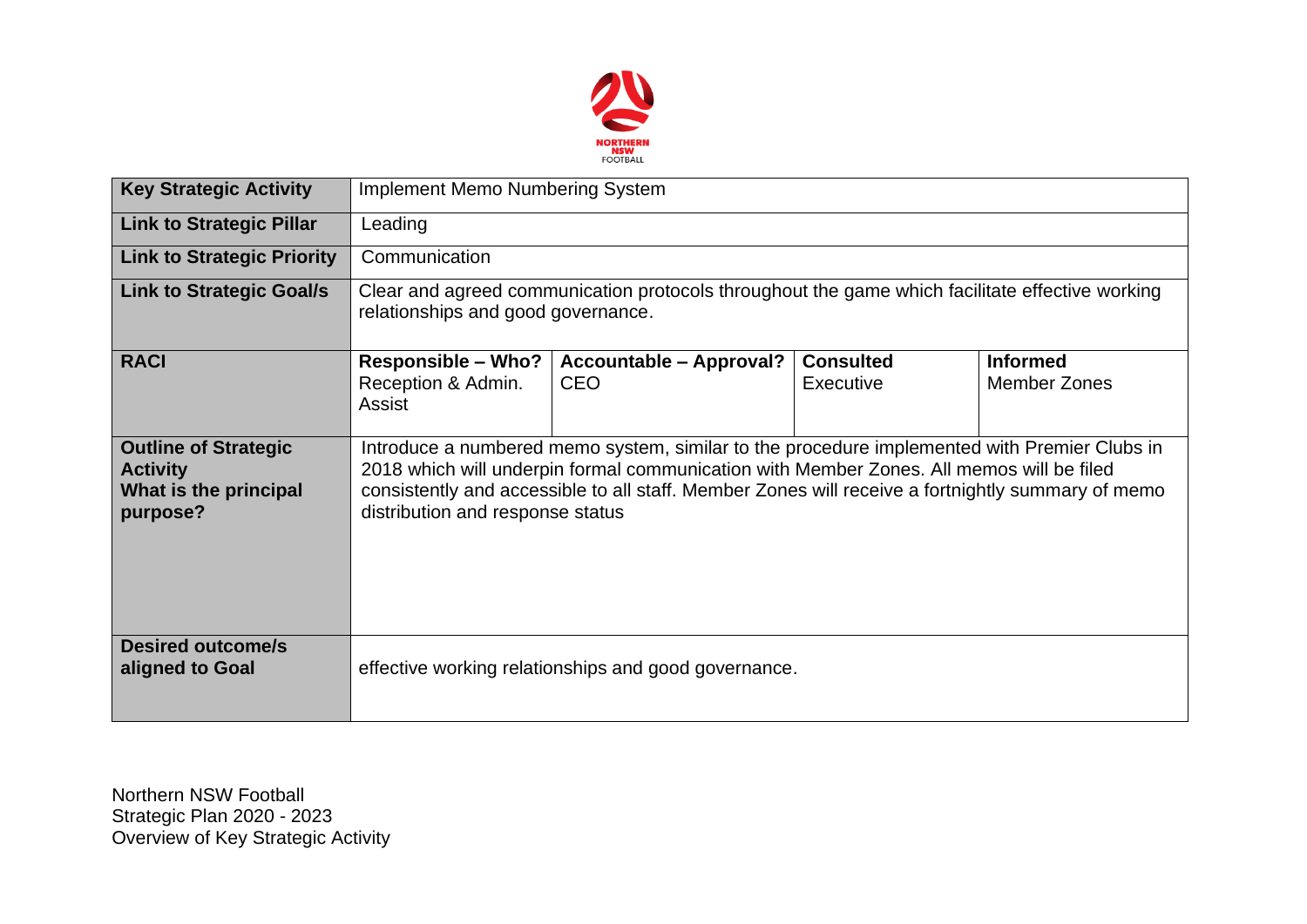NORTHERN NSW FOOTBALL

| Key Strategic Activity | Implement Memo Numbering System | | | |
|---|---|---|---|---|
| **Link to Strategic Pillar** | Leading | | | |
| **Link to Strategic Priority** | Communication | | | |
| **Link to Strategic Goal/s** | Clear and agreed communication protocols throughout the game which facilitate effective working relationships and good governance. | | | |
| **RACI** | **Responsible – Who?** Reception & Admin. Assist | **Accountable – Approval?** CEO | **Consulted** Executive | **Informed** Member Zones |
| **Outline of Strategic Activity What is the principal purpose?** | Introduce a numbered memo system, similar to the procedure implemented with Premier Clubs in 2018 which will underpin formal communication with Member Zones. All memos will be filed consistently and accessible to all staff. Member Zones will receive a fortnightly summary of memo distribution and response status | | | |
| **Desired outcome/s aligned to Goal** | effective working relationships and good governance. | | | |

Northern NSW Football
Strategic Plan 2020 - 2023
Overview of Key Strategic Activity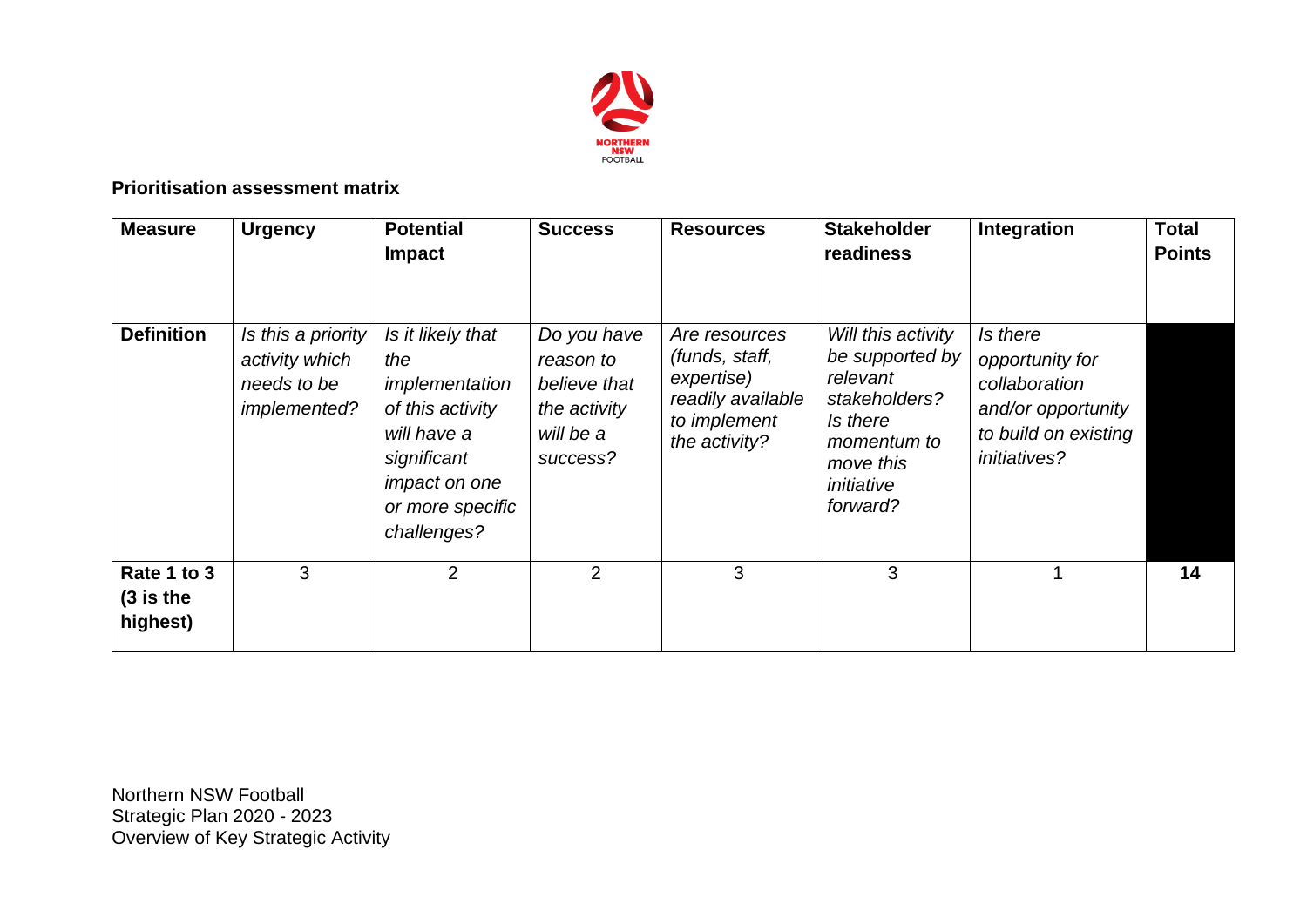NORTHERN NSW FOOTBALL

**Prioritisation assessment matrix**

| **Measure** | **Urgency** | **Potential Impact** | **Success** | **Resources** | **Stakeholder readiness** | **Integration** | **Total Points** |
|---|---|---|---|---|---|---|---|
| **Definition** | *Is this a priority activity which needs to be implemented?* | *Is it likely that the implementation of this activity will have a significant impact on one or more specific challenges?* | *Do you have reason to believe that the activity will be a success?* | *Are resources (funds, staff, expertise) readily available to implement the activity?* | *Will this activity be supported by relevant stakeholders? Is there momentum to move this initiative forward?* | *Is there opportunity for collaboration and/or opportunity to build on existing initiatives?* | |
| **Rate 1 to 3 (3 is the highest)** | 3 | 2 | 2 | 3 | 3 | 1 | **14** |

Northern NSW Football
Strategic Plan 2020 - 2023
Overview of Key Strategic Activity